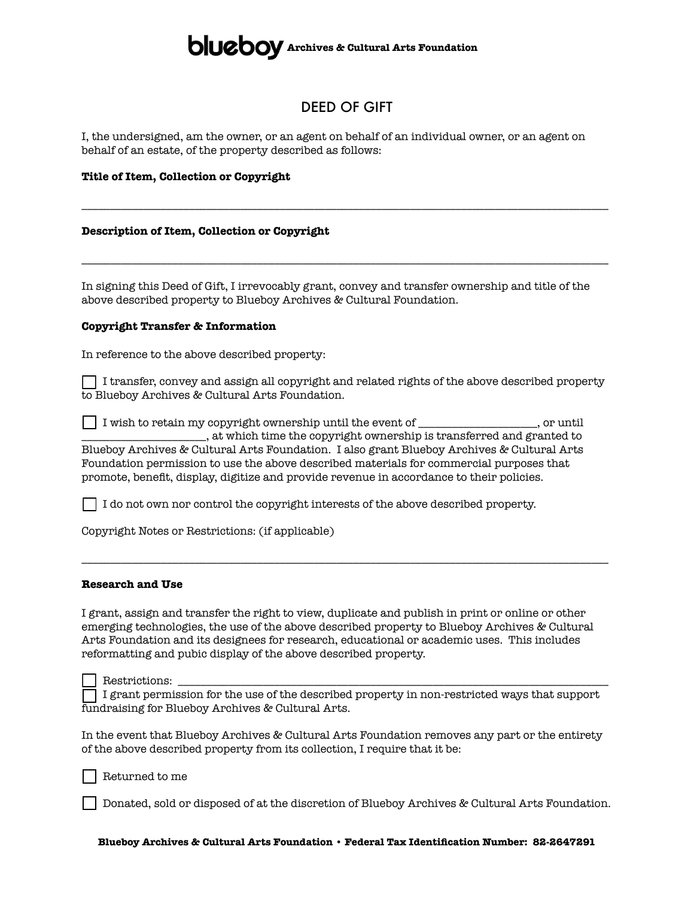**blueboy** **Archives & Cultural Arts Foundation**

# DEED OF GIFT

I, the undersigned, am the owner, or an agent on behalf of an individual owner, or an agent on behalf of an estate, of the property described as follows:

**Title of Item, Collection or Copyright**

_______________________________________________________________________________

**Description of Item, Collection or Copyright**

_______________________________________________________________________________

In signing this Deed of Gift, I irrevocably grant, convey and transfer ownership and title of the above described property to Blueboy Archives & Cultural Foundation.

**Copyright Transfer & Information**

In reference to the above described property:

☐ I transfer, convey and assign all copyright and related rights of the above described property to Blueboy Archives & Cultural Arts Foundation.

☐ I wish to retain my copyright ownership until the event of ____________________, or until ____________________, at which time the copyright ownership is transferred and granted to Blueboy Archives & Cultural Arts Foundation. I also grant Blueboy Archives & Cultural Arts Foundation permission to use the above described materials for commercial purposes that promote, benefit, display, digitize and provide revenue in accordance to their policies.

☐ I do not own nor control the copyright interests of the above described property.

Copyright Notes or Restrictions: (if applicable)

_______________________________________________________________________________

**Research and Use**

I grant, assign and transfer the right to view, duplicate and publish in print or online or other emerging technologies, the use of the above described property to Blueboy Archives & Cultural Arts Foundation and its designees for research, educational or academic uses. This includes reformatting and pubic display of the above described property.

☐ Restrictions: _______________________________________________________________

☐ I grant permission for the use of the described property in non-restricted ways that support fundraising for Blueboy Archives & Cultural Arts.

In the event that Blueboy Archives & Cultural Arts Foundation removes any part or the entirety of the above described property from its collection, I require that it be:

☐ Returned to me

☐ Donated, sold or disposed of at the discretion of Blueboy Archives & Cultural Arts Foundation.

**Blueboy Archives & Cultural Arts Foundation • Federal Tax Identification Number: 82-2647291**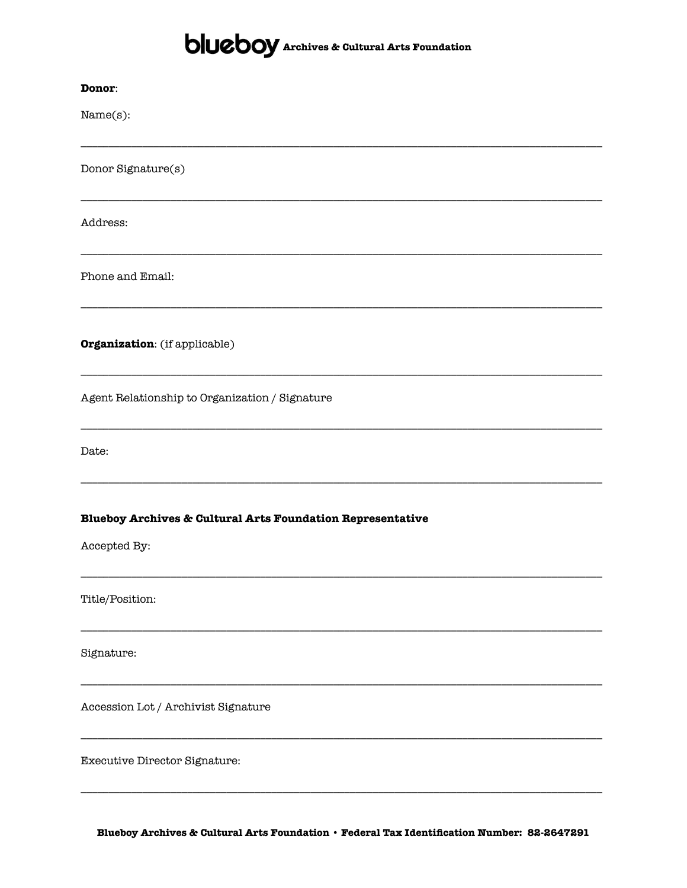**blueboy** **Archives & Cultural Arts Foundation**

**Donor**:

Name(s):

___________________________________________________________________________

Donor Signature(s)

___________________________________________________________________________

Address:

___________________________________________________________________________

Phone and Email:

___________________________________________________________________________

**Organization**: (if applicable)

___________________________________________________________________________

Agent Relationship to Organization / Signature

___________________________________________________________________________

Date:

___________________________________________________________________________

**Blueboy Archives & Cultural Arts Foundation Representative**

Accepted By:

___________________________________________________________________________

Title/Position:

___________________________________________________________________________

Signature:

___________________________________________________________________________

Accession Lot / Archivist Signature

___________________________________________________________________________

Executive Director Signature:

___________________________________________________________________________

**Blueboy Archives & Cultural Arts Foundation • Federal Tax Identification Number: 82-2647291**